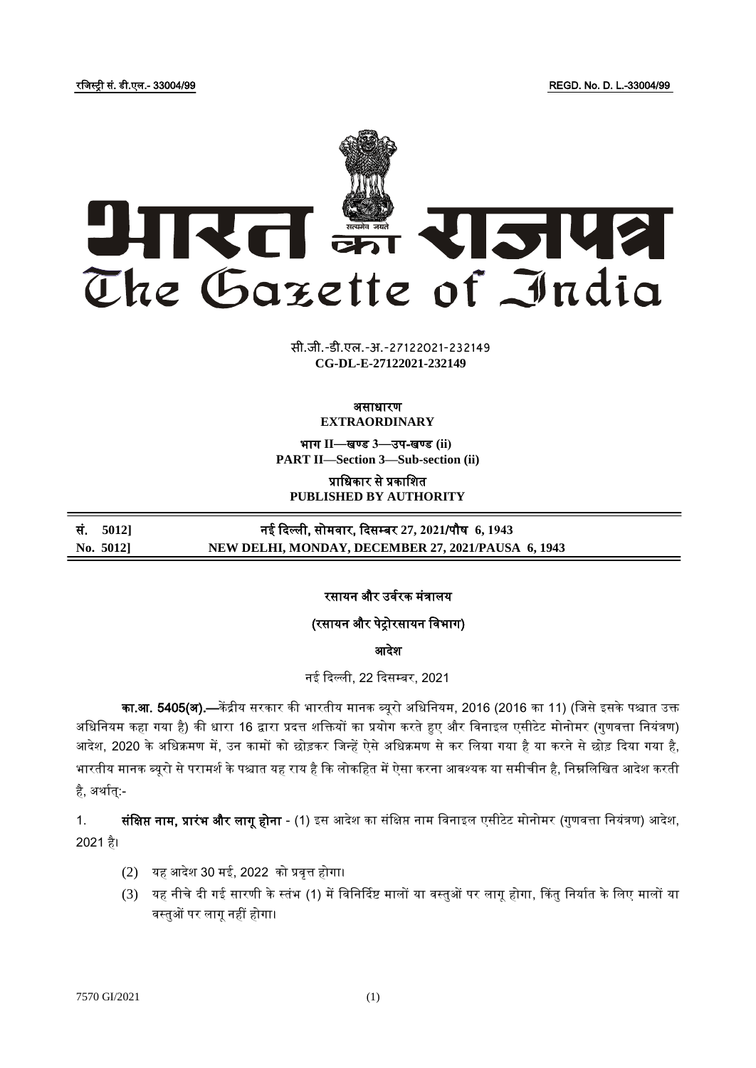रजिस्ट्री सं. डी.एल.- 33004/99 REGD. No. D. L.-33004/99

# भारत का राजपत्र
# The Gazette of India

सी.जी.-डी.एल.-अ.-27122021-232149
**CG-DL-E-27122021-232149**

**असाधारण**
**EXTRAORDINARY**

**भाग II—खण्ड 3—उप-खण्ड (ii)**
**PART II—Section 3—Sub-section (ii)**

**प्राधिकार से प्रकाशित**
**PUBLISHED BY AUTHORITY**

| | |
|---|---|
| **सं. 5012]** | **नई दिल्ली, सोमवार, दिसम्बर 27, 2021/पौष 6, 1943** |
| **No. 5012]** | **NEW DELHI, MONDAY, DECEMBER 27, 2021/PAUSA 6, 1943** |

**रसायन और उर्वरक मंत्रालय**

**(रसायन और पेट्रोरसायन विभाग)**

**आदेश**

नई दिल्ली, 22 दिसम्बर, 2021

**का.आ. 5405(अ).—**केंद्रीय सरकार की भारतीय मानक ब्यूरो अधिनियम, 2016 (2016 का 11) (जिसे इसके पश्चात उक्त अधिनियम कहा गया है) की धारा 16 द्वारा प्रदत्त शक्तियों का प्रयोग करते हुए और विनाइल एसीटेट मोनोमर (गुणवत्ता नियंत्रण) आदेश, 2020 के अधिक्रमण में, उन कामों को छोड़कर जिन्हें ऐसे अधिक्रमण से कर लिया गया है या करने से छोड़ दिया गया है, भारतीय मानक ब्यूरो से परामर्श के पश्चात यह राय है कि लोकहित में ऐसा करना आवश्यक या समीचीन है, निम्नलिखित आदेश करती है, अर्थात्:-

1. **संक्षिप्त नाम, प्रारंभ और लागू होना** - (1) इस आदेश का संक्षिप्त नाम विनाइल एसीटेट मोनोमर (गुणवत्ता नियंत्रण) आदेश, 2021 है।

   (2) यह आदेश 30 मई, 2022 को प्रवृत्त होगा।

   (3) यह नीचे दी गई सारणी के स्तंभ (1) में विनिर्दिष्ट मालों या वस्तुओं पर लागू होगा, किंतु निर्यात के लिए मालों या वस्तुओं पर लागू नहीं होगा।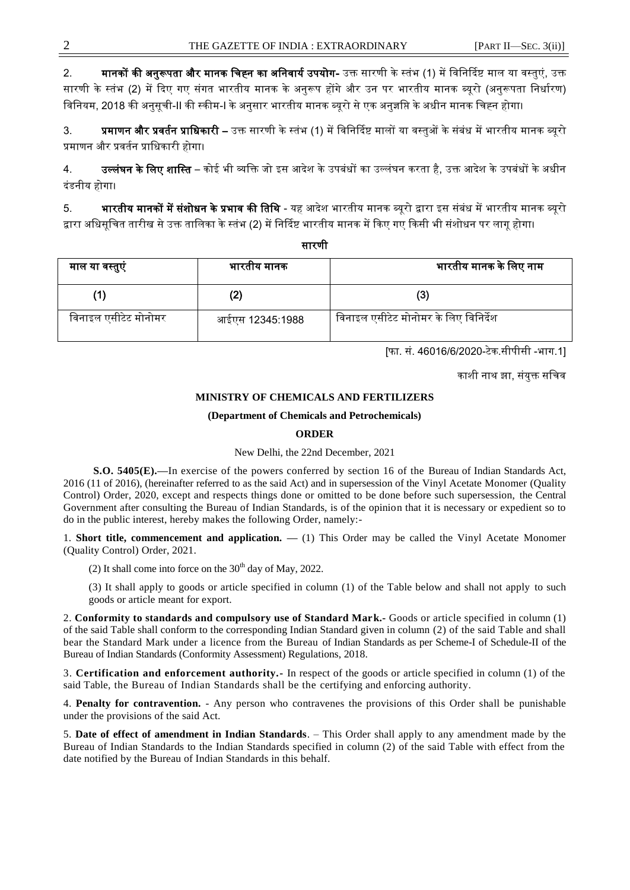2. **मानकों की अनुरूपता और मानक चिह्न का अनिवार्य उपयोग-** उक्त सारणी के स्तंभ (1) में विनिर्दिष्ट माल या वस्तुएं, उक्त सारणी के स्तंभ (2) में दिए गए संगत भारतीय मानक के अनुरूप होंगे और उन पर भारतीय मानक ब्यूरो (अनुरूपता निर्धारण) विनियम, 2018 की अनुसूची-II की स्कीम-I के अनुसार भारतीय मानक ब्यूरो से एक अनुज्ञप्ति के अधीन मानक चिह्न होगा।

3. **प्रमाणन और प्रवर्तन प्राधिकारी –** उक्त सारणी के स्तंभ (1) में विनिर्दिष्ट मालों या वस्तुओं के संबंध में भारतीय मानक ब्यूरो प्रमाणन और प्रवर्तन प्राधिकारी होगा।

4. **उल्लंघन के लिए शास्ति –** कोई भी व्यक्ति जो इस आदेश के उपबंधों का उल्लंघन करता है, उक्त आदेश के उपबंधों के अधीन दंडनीय होगा।

5. **भारतीय मानकों में संशोधन के प्रभाव की तिथि** - यह आदेश भारतीय मानक ब्यूरो द्वारा इस संबंध में भारतीय मानक ब्यूरो द्वारा अधिसूचित तारीख से उक्त तालिका के स्तंभ (2) में निर्दिष्ट भारतीय मानक में किए गए किसी भी संशोधन पर लागू होगा।

**सारणी**

| माल या वस्तुएं | भारतीय मानक | भारतीय मानक के लिए नाम |
|---|---|---|
| (1) | (2) | (3) |
| विनाइल एसीटेट मोनोमर | आईएस 12345:1988 | विनाइल एसीटेट मोनोमर के लिए विनिर्देश |

[फा. सं. 46016/6/2020-टेक.सीपीसी -भाग.1]

काशी नाथ झा, संयुक्त सचिव

## MINISTRY OF CHEMICALS AND FERTILIZERS

### (Department of Chemicals and Petrochemicals)

### ORDER

New Delhi, the 22nd December, 2021

**S.O. 5405(E).—**In exercise of the powers conferred by section 16 of the Bureau of Indian Standards Act, 2016 (11 of 2016), (hereinafter referred to as the said Act) and in supersession of the Vinyl Acetate Monomer (Quality Control) Order, 2020, except and respects things done or omitted to be done before such supersession, the Central Government after consulting the Bureau of Indian Standards, is of the opinion that it is necessary or expedient so to do in the public interest, hereby makes the following Order, namely:-

1. **Short title, commencement and application.** — (1) This Order may be called the Vinyl Acetate Monomer (Quality Control) Order, 2021.

(2) It shall come into force on the 30th day of May, 2022.

(3) It shall apply to goods or article specified in column (1) of the Table below and shall not apply to such goods or article meant for export.

2. **Conformity to standards and compulsory use of Standard Mark.-** Goods or article specified in column (1) of the said Table shall conform to the corresponding Indian Standard given in column (2) of the said Table and shall bear the Standard Mark under a licence from the Bureau of Indian Standards as per Scheme-I of Schedule-II of the Bureau of Indian Standards (Conformity Assessment) Regulations, 2018.

3. **Certification and enforcement authority.-** In respect of the goods or article specified in column (1) of the said Table, the Bureau of Indian Standards shall be the certifying and enforcing authority.

4. **Penalty for contravention.** - Any person who contravenes the provisions of this Order shall be punishable under the provisions of the said Act.

5. **Date of effect of amendment in Indian Standards**. – This Order shall apply to any amendment made by the Bureau of Indian Standards to the Indian Standards specified in column (2) of the said Table with effect from the date notified by the Bureau of Indian Standards in this behalf.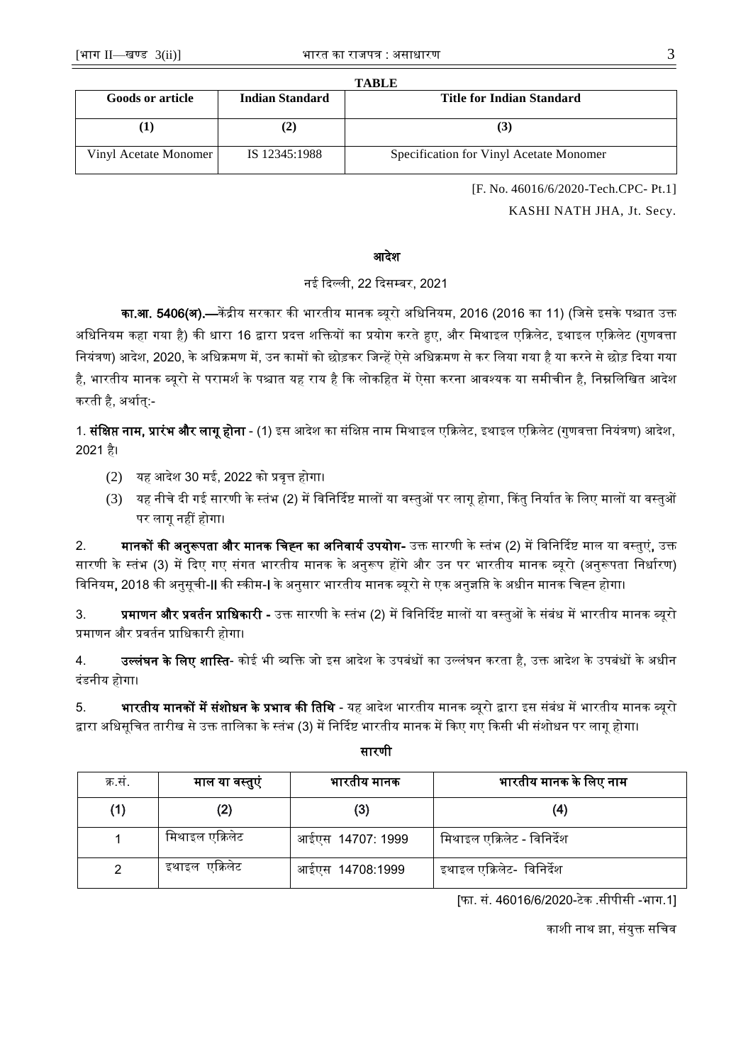**TABLE**

| Goods or article | Indian Standard | Title for Indian Standard |
|---|---|---|
| (1) | (2) | (3) |
| Vinyl Acetate Monomer | IS 12345:1988 | Specification for Vinyl Acetate Monomer |

[F. No. 46016/6/2020-Tech.CPC- Pt.1]

KASHI NATH JHA, Jt. Secy.

## आदेश

नई दिल्ली, 22 दिसम्बर, 2021

**का.आ. 5406(अ).—**केंद्रीय सरकार की भारतीय मानक ब्यूरो अधिनियम, 2016 (2016 का 11) (जिसे इसके पश्चात उक्त अधिनियम कहा गया है) की धारा 16 द्वारा प्रदत्त शक्तियों का प्रयोग करते हुए, और मिथाइल एक्रिलेट, इथाइल एक्रिलेट (गुणवत्ता नियंत्रण) आदेश, 2020, के अधिक्रमण में, उन कामों को छोड़कर जिन्हें ऐसे अधिक्रमण से कर लिया गया है या करने से छोड़ दिया गया है, भारतीय मानक ब्यूरो से परामर्श के पश्चात यह राय है कि लोकहित में ऐसा करना आवश्यक या समीचीन है, निम्नलिखित आदेश करती है, अर्थात्:-

1. **संक्षिप्त नाम, प्रारंभ और लागू होना** - (1) इस आदेश का संक्षिप्त नाम मिथाइल एक्रिलेट, इथाइल एक्रिलेट (गुणवत्ता नियंत्रण) आदेश, 2021 है।

   (2) यह आदेश 30 मई, 2022 को प्रवृत्त होगा।

   (3) यह नीचे दी गई सारणी के स्तंभ (2) में विनिर्दिष्ट मालों या वस्तुओं पर लागू होगा, किंतु निर्यात के लिए मालों या वस्तुओं पर लागू नहीं होगा।

2. **मानकों की अनुरूपता और मानक चिह्न का अनिवार्य उपयोग-** उक्त सारणी के स्तंभ (2) में विनिर्दिष्ट माल या वस्तुएं, उक्त सारणी के स्तंभ (3) में दिए गए संगत भारतीय मानक के अनुरूप होंगे और उन पर भारतीय मानक ब्यूरो (अनुरूपता निर्धारण) विनियम, 2018 की अनुसूची-II की स्कीम-I के अनुसार भारतीय मानक ब्यूरो से एक अनुज्ञप्ति के अधीन मानक चिह्न होगा।

3. **प्रमाणन और प्रवर्तन प्राधिकारी -** उक्त सारणी के स्तंभ (2) में विनिर्दिष्ट मालों या वस्तुओं के संबंध में भारतीय मानक ब्यूरो प्रमाणन और प्रवर्तन प्राधिकारी होगा।

4. **उल्लंघन के लिए शास्ति-** कोई भी व्यक्ति जो इस आदेश के उपबंधों का उल्लंघन करता है, उक्त आदेश के उपबंधों के अधीन दंडनीय होगा।

5. **भारतीय मानकों में संशोधन के प्रभाव की तिथि** - यह आदेश भारतीय मानक ब्यूरो द्वारा इस संबंध में भारतीय मानक ब्यूरो द्वारा अधिसूचित तारीख से उक्त तालिका के स्तंभ (3) में निर्दिष्ट भारतीय मानक में किए गए किसी भी संशोधन पर लागू होगा।

**सारणी**

| क्र.सं. | माल या वस्तुएं | भारतीय मानक | भारतीय मानक के लिए नाम |
|---|---|---|---|
| (1) | (2) | (3) | (4) |
| 1 | मिथाइल एक्रिलेट | आईएस 14707: 1999 | मिथाइल एक्रिलेट - विनिर्देश |
| 2 | इथाइल एक्रिलेट | आईएस 14708:1999 | इथाइल एक्रिलेट- विनिर्देश |

[फा. सं. 46016/6/2020-टेक .सीपीसी -भाग.1]

काशी नाथ झा, संयुक्त सचिव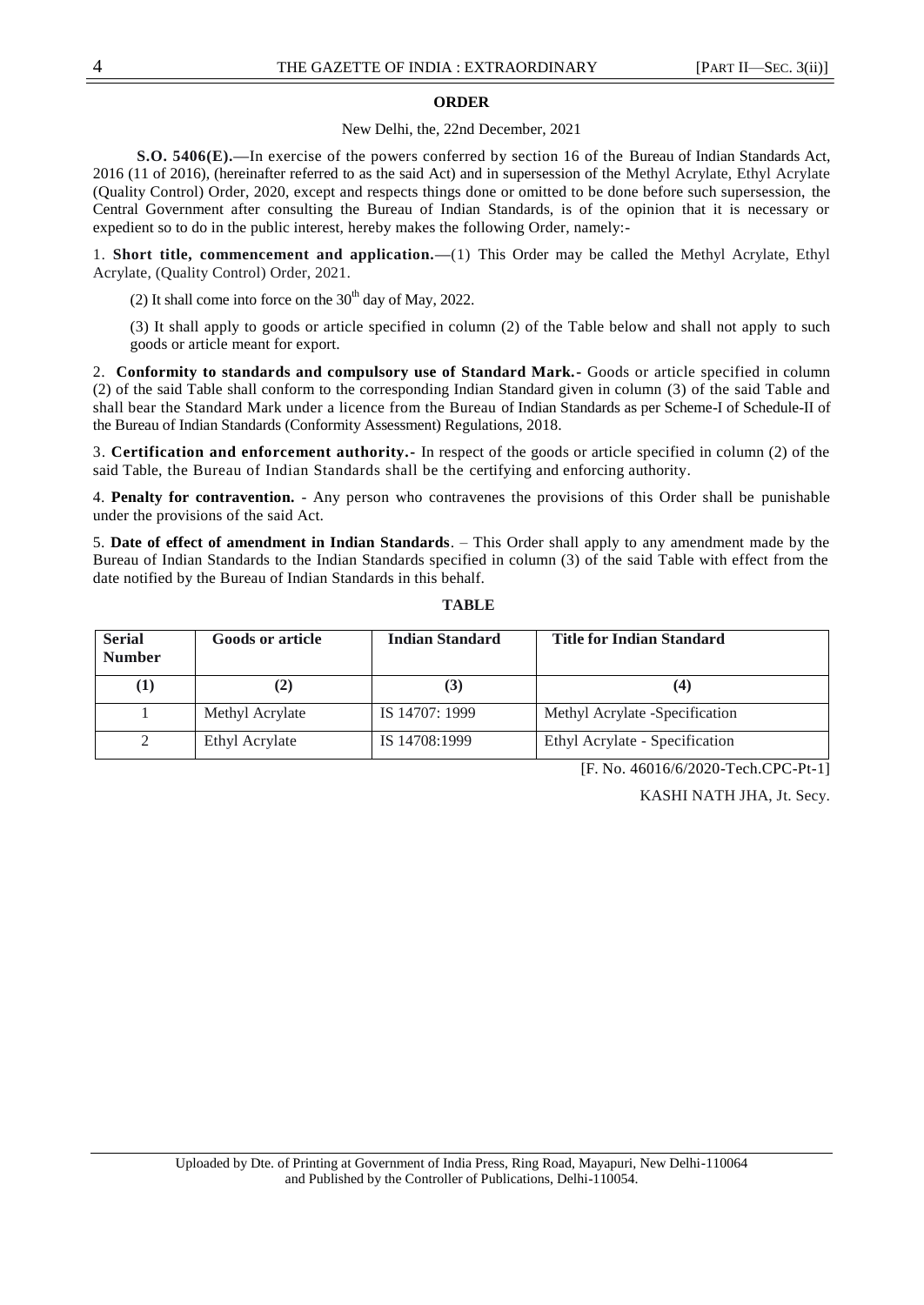## ORDER

New Delhi, the, 22nd December, 2021

**S.O. 5406(E).—**In exercise of the powers conferred by section 16 of the Bureau of Indian Standards Act, 2016 (11 of 2016), (hereinafter referred to as the said Act) and in supersession of the Methyl Acrylate, Ethyl Acrylate (Quality Control) Order, 2020, except and respects things done or omitted to be done before such supersession, the Central Government after consulting the Bureau of Indian Standards, is of the opinion that it is necessary or expedient so to do in the public interest, hereby makes the following Order, namely:-

1. **Short title, commencement and application.—**(1) This Order may be called the Methyl Acrylate, Ethyl Acrylate, (Quality Control) Order, 2021.

(2) It shall come into force on the 30th day of May, 2022.

(3) It shall apply to goods or article specified in column (2) of the Table below and shall not apply to such goods or article meant for export.

2. **Conformity to standards and compulsory use of Standard Mark.-** Goods or article specified in column (2) of the said Table shall conform to the corresponding Indian Standard given in column (3) of the said Table and shall bear the Standard Mark under a licence from the Bureau of Indian Standards as per Scheme-I of Schedule-II of the Bureau of Indian Standards (Conformity Assessment) Regulations, 2018.

3. **Certification and enforcement authority.-** In respect of the goods or article specified in column (2) of the said Table, the Bureau of Indian Standards shall be the certifying and enforcing authority.

4. **Penalty for contravention.** - Any person who contravenes the provisions of this Order shall be punishable under the provisions of the said Act.

5. **Date of effect of amendment in Indian Standards**. – This Order shall apply to any amendment made by the Bureau of Indian Standards to the Indian Standards specified in column (3) of the said Table with effect from the date notified by the Bureau of Indian Standards in this behalf.

**TABLE**

| Serial Number | Goods or article | Indian Standard | Title for Indian Standard |
|---|---|---|---|
| (1) | (2) | (3) | (4) |
| 1 | Methyl Acrylate | IS 14707: 1999 | Methyl Acrylate -Specification |
| 2 | Ethyl Acrylate | IS 14708:1999 | Ethyl Acrylate - Specification |

[F. No. 46016/6/2020-Tech.CPC-Pt-1]

KASHI NATH JHA, Jt. Secy.

Uploaded by Dte. of Printing at Government of India Press, Ring Road, Mayapuri, New Delhi-110064 and Published by the Controller of Publications, Delhi-110054.